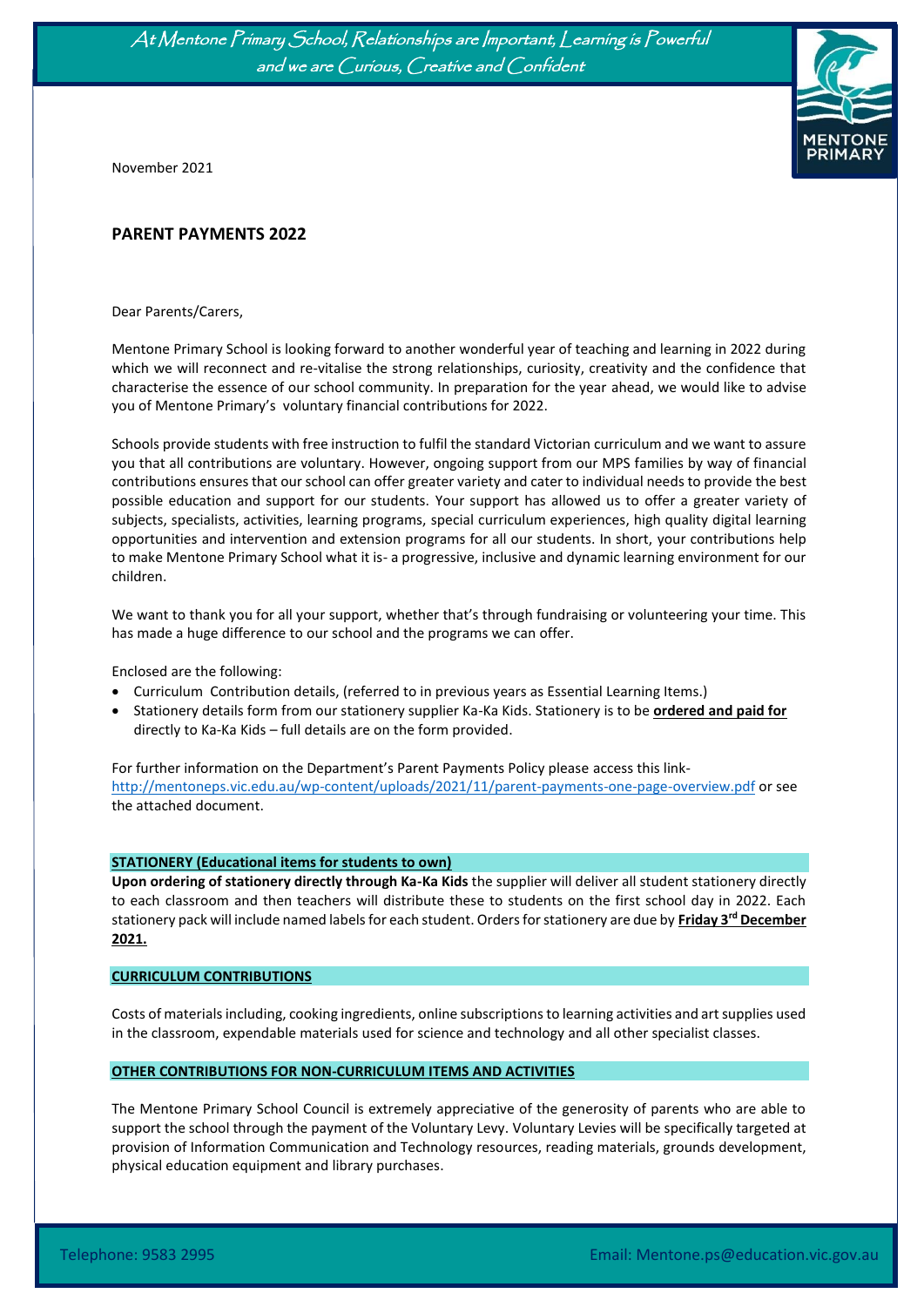*At Mentone Primary School, Relationships are Important, Learning is Powerful and we are Curious, Creative and Confident*

November 2021

## PARENT PAYMENTS 2022

Dear Parents/Carers,

Mentone Primary School is looking forward to another wonderful year of teaching and learning in 2022 during which we will reconnect and re-vitalise the strong relationships, curiosity, creativity and the confidence that characterise the essence of our school community. In preparation for the year ahead, we would like to advise you of Mentone Primary's voluntary financial contributions for 2022.

Schools provide students with free instruction to fulfil the standard Victorian curriculum and we want to assure you that all contributions are voluntary. However, ongoing support from our MPS families by way of financial contributions ensures that our school can offer greater variety and cater to individual needs to provide the best possible education and support for our students. Your support has allowed us to offer a greater variety of subjects, specialists, activities, learning programs, special curriculum experiences, high quality digital learning opportunities and intervention and extension programs for all our students. In short, your contributions help to make Mentone Primary School what it is- a progressive, inclusive and dynamic learning environment for our children.

We want to thank you for all your support, whether that's through fundraising or volunteering your time. This has made a huge difference to our school and the programs we can offer.

Enclosed are the following:

- Curriculum Contribution details, (referred to in previous years as Essential Learning Items.)
- Stationery details form from our stationery supplier Ka-Ka Kids. Stationery is to be **ordered and paid for** directly to Ka-Ka Kids – full details are on the form provided.

For further information on the Department's Parent Payments Policy please access this link- http://mentoneps.vic.edu.au/wp-content/uploads/2021/11/parent-payments-one-page-overview.pdf or see the attached document.

### STATIONERY (Educational items for students to own)

**Upon ordering of stationery directly through Ka-Ka Kids** the supplier will deliver all student stationery directly to each classroom and then teachers will distribute these to students on the first school day in 2022. Each stationery pack will include named labels for each student. Orders for stationery are due by **Friday 3rd December 2021.**

### CURRICULUM CONTRIBUTIONS

Costs of materials including, cooking ingredients, online subscriptions to learning activities and art supplies used in the classroom, expendable materials used for science and technology and all other specialist classes.

### OTHER CONTRIBUTIONS FOR NON-CURRICULUM ITEMS AND ACTIVITIES

The Mentone Primary School Council is extremely appreciative of the generosity of parents who are able to support the school through the payment of the Voluntary Levy. Voluntary Levies will be specifically targeted at provision of Information Communication and Technology resources, reading materials, grounds development, physical education equipment and library purchases.

Telephone: 9583 2995 Email: Mentone.ps@education.vic.gov.au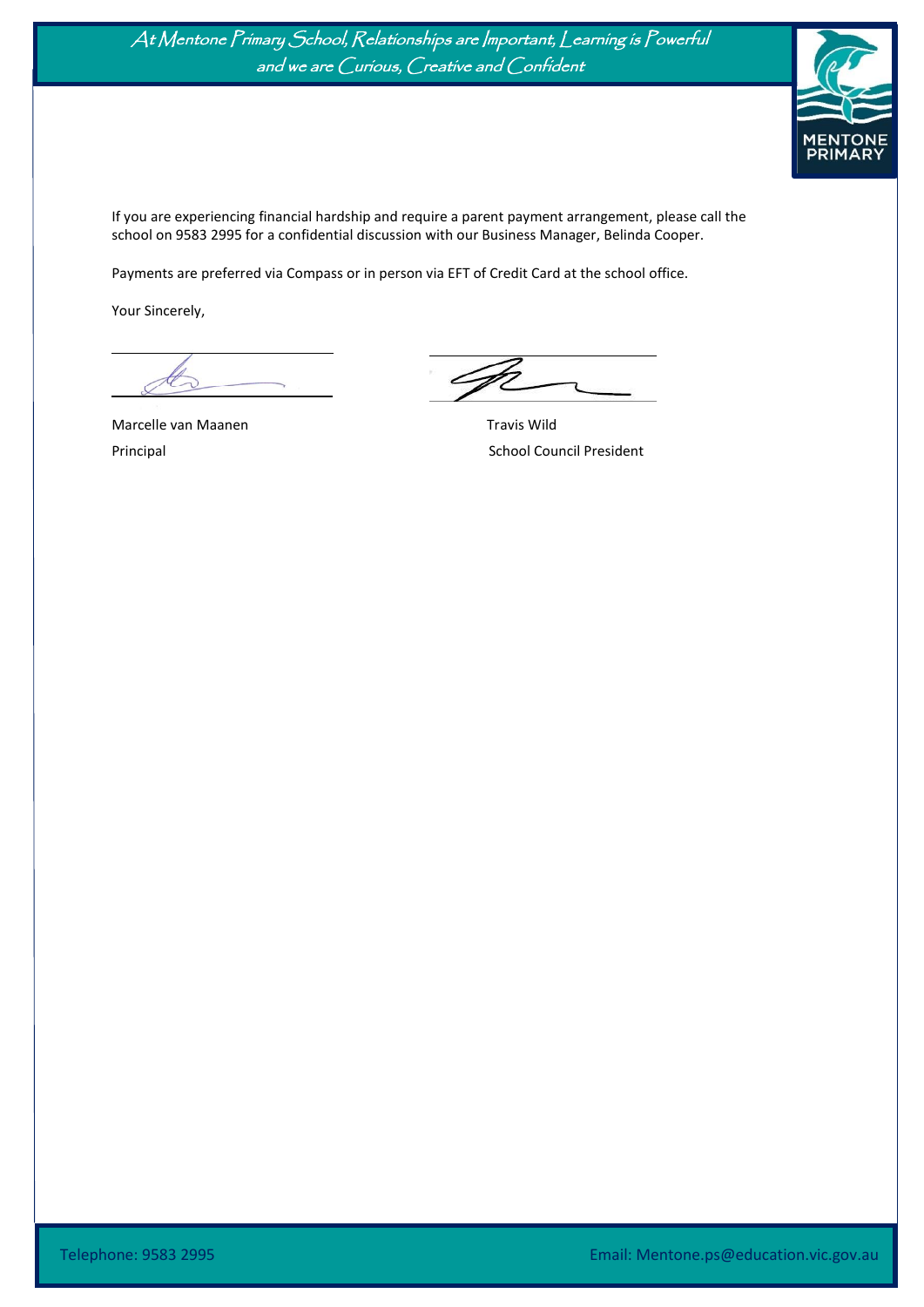If you are experiencing financial hardship and require a parent payment arrangement, please call the school on 9583 2995 for a confidential discussion with our Business Manager, Belinda Cooper.

Payments are preferred via Compass or in person via EFT of Credit Card at the school office.

Your Sincerely,

Marcelle van Maanen
Principal

Travis Wild
School Council President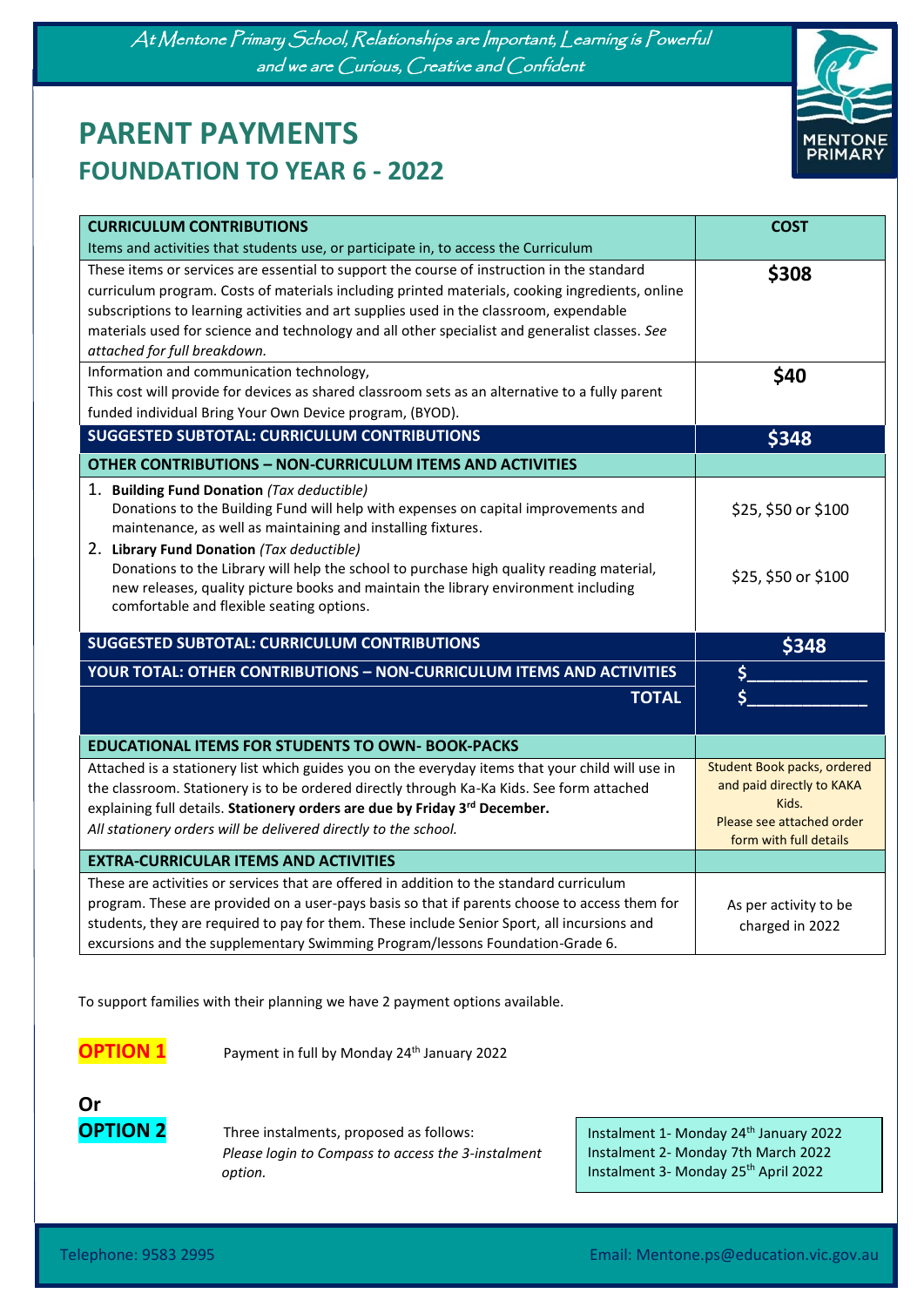*At Mentone Primary School, Relationships are Important, Learning is Powerful and we are Curious, Creative and Confident*

# PARENT PAYMENTS
## FOUNDATION TO YEAR 6 - 2022

| **CURRICULUM CONTRIBUTIONS**<br>Items and activities that students use, or participate in, to access the Curriculum | **COST** |
|---|---|
| These items or services are essential to support the course of instruction in the standard curriculum program. Costs of materials including printed materials, cooking ingredients, online subscriptions to learning activities and art supplies used in the classroom, expendable materials used for science and technology and all other specialist and generalist classes. *See attached for full breakdown.* | **$308** |
| Information and communication technology,<br>This cost will provide for devices as shared classroom sets as an alternative to a fully parent funded individual Bring Your Own Device program, (BYOD). | **$40** |
| **SUGGESTED SUBTOTAL: CURRICULUM CONTRIBUTIONS** | **$348** |
| **OTHER CONTRIBUTIONS – NON-CURRICULUM ITEMS AND ACTIVITIES** | |
| 1. **Building Fund Donation** *(Tax deductible)*<br>Donations to the Building Fund will help with expenses on capital improvements and maintenance, as well as maintaining and installing fixtures. | $25, $50 or $100 |
| 2. **Library Fund Donation** *(Tax deductible)*<br>Donations to the Library will help the school to purchase high quality reading material, new releases, quality picture books and maintain the library environment including comfortable and flexible seating options. | $25, $50 or $100 |
| **SUGGESTED SUBTOTAL: CURRICULUM CONTRIBUTIONS** | **$348** |
| **YOUR TOTAL: OTHER CONTRIBUTIONS – NON-CURRICULUM ITEMS AND ACTIVITIES** | $____________ |
| **TOTAL** | $____________ |
| **EDUCATIONAL ITEMS FOR STUDENTS TO OWN- BOOK-PACKS** | |
| Attached is a stationery list which guides you on the everyday items that your child will use in the classroom. Stationery is to be ordered directly through Ka-Ka Kids. See form attached explaining full details. **Stationery orders are due by Friday 3rd December.**<br>*All stationery orders will be delivered directly to the school.* | Student Book packs, ordered and paid directly to KAKA Kids.<br>Please see attached order form with full details |
| **EXTRA-CURRICULAR ITEMS AND ACTIVITIES** | |
| These are activities or services that are offered in addition to the standard curriculum program. These are provided on a user-pays basis so that if parents choose to access them for students, they are required to pay for them. These include Senior Sport, all incursions and excursions and the supplementary Swimming Program/lessons Foundation-Grade 6. | As per activity to be charged in 2022 |

To support families with their planning we have 2 payment options available.

**OPTION 1** Payment in full by Monday 24th January 2022

**Or**

**OPTION 2** Three instalments, proposed as follows:
*Please login to Compass to access the 3-instalment option.*

Instalment 1- Monday 24th January 2022
Instalment 2- Monday 7th March 2022
Instalment 3- Monday 25th April 2022

Telephone: 9583 2995 Email: Mentone.ps@education.vic.gov.au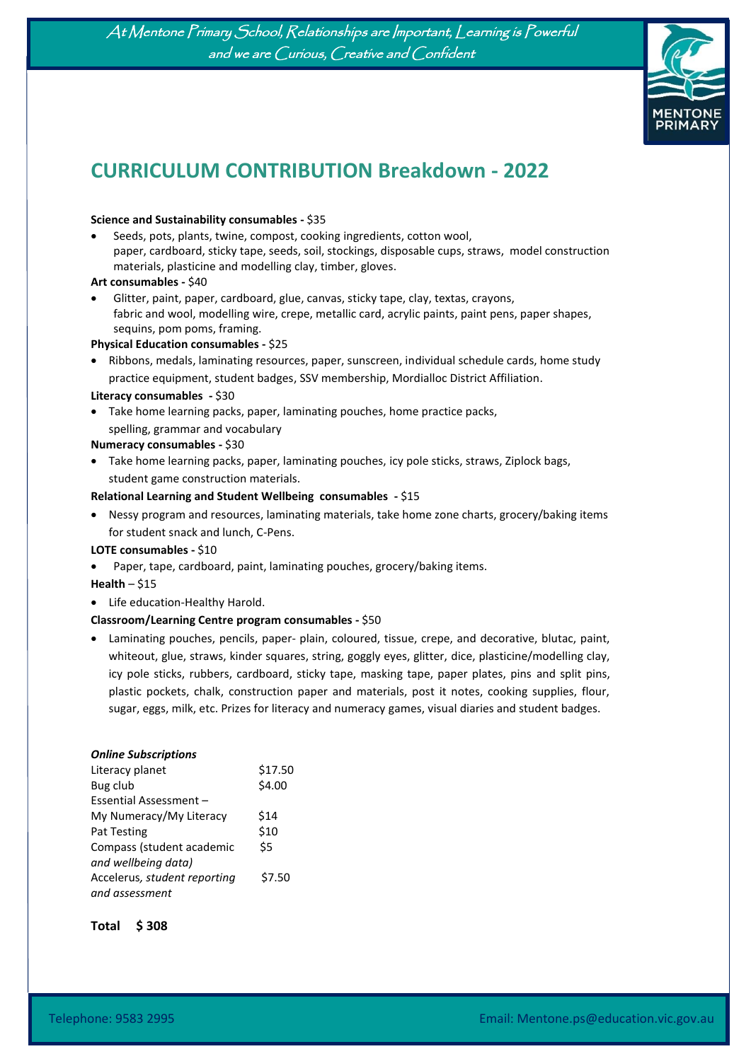At Mentone Primary School, Relationships are Important, Learning is Powerful and we are Curious, Creative and Confident

# CURRICULUM CONTRIBUTION Breakdown - 2022

**Science and Sustainability consumables -** $35

- Seeds, pots, plants, twine, compost, cooking ingredients, cotton wool, paper, cardboard, sticky tape, seeds, soil, stockings, disposable cups, straws, model construction materials, plasticine and modelling clay, timber, gloves.

**Art consumables -** $40

- Glitter, paint, paper, cardboard, glue, canvas, sticky tape, clay, textas, crayons, fabric and wool, modelling wire, crepe, metallic card, acrylic paints, paint pens, paper shapes, sequins, pom poms, framing.

**Physical Education consumables -** $25

- Ribbons, medals, laminating resources, paper, sunscreen, individual schedule cards, home study practice equipment, student badges, SSV membership, Mordialloc District Affiliation.

**Literacy consumables -** $30

- Take home learning packs, paper, laminating pouches, home practice packs, spelling, grammar and vocabulary

**Numeracy consumables -** $30

- Take home learning packs, paper, laminating pouches, icy pole sticks, straws, Ziplock bags, student game construction materials.

**Relational Learning and Student Wellbeing consumables -** $15

- Nessy program and resources, laminating materials, take home zone charts, grocery/baking items for student snack and lunch, C-Pens.

**LOTE consumables -** $10

- Paper, tape, cardboard, paint, laminating pouches, grocery/baking items.

**Health** – $15

- Life education-Healthy Harold.

**Classroom/Learning Centre program consumables -** $50

- Laminating pouches, pencils, paper- plain, coloured, tissue, crepe, and decorative, blutac, paint, whiteout, glue, straws, kinder squares, string, goggly eyes, glitter, dice, plasticine/modelling clay, icy pole sticks, rubbers, cardboard, sticky tape, masking tape, paper plates, pins and split pins, plastic pockets, chalk, construction paper and materials, post it notes, cooking supplies, flour, sugar, eggs, milk, etc. Prizes for literacy and numeracy games, visual diaries and student badges.

***Online Subscriptions***

| | |
|---|---|
| Literacy planet | $17.50 |
| Bug club | $4.00 |
| Essential Assessment – My Numeracy/My Literacy | $14 |
| Pat Testing | $10 |
| Compass (student academic *and wellbeing data)* | $5 |
| Accelerus, *student reporting and assessment* | $7.50 |

**Total $ 308**

Telephone: 9583 2995 Email: Mentone.ps@education.vic.gov.au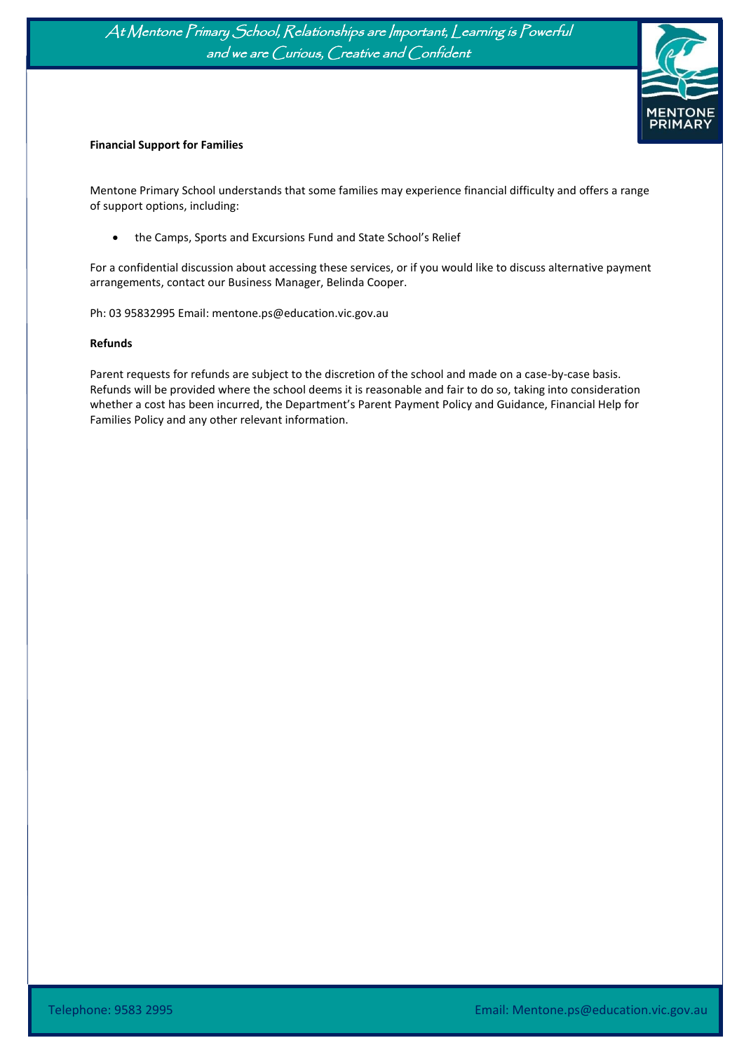**Financial Support for Families**

Mentone Primary School understands that some families may experience financial difficulty and offers a range of support options, including:

- the Camps, Sports and Excursions Fund and State School's Relief

For a confidential discussion about accessing these services, or if you would like to discuss alternative payment arrangements, contact our Business Manager, Belinda Cooper.

Ph: 03 95832995 Email: mentone.ps@education.vic.gov.au

**Refunds**

Parent requests for refunds are subject to the discretion of the school and made on a case-by-case basis. Refunds will be provided where the school deems it is reasonable and fair to do so, taking into consideration whether a cost has been incurred, the Department's Parent Payment Policy and Guidance, Financial Help for Families Policy and any other relevant information.